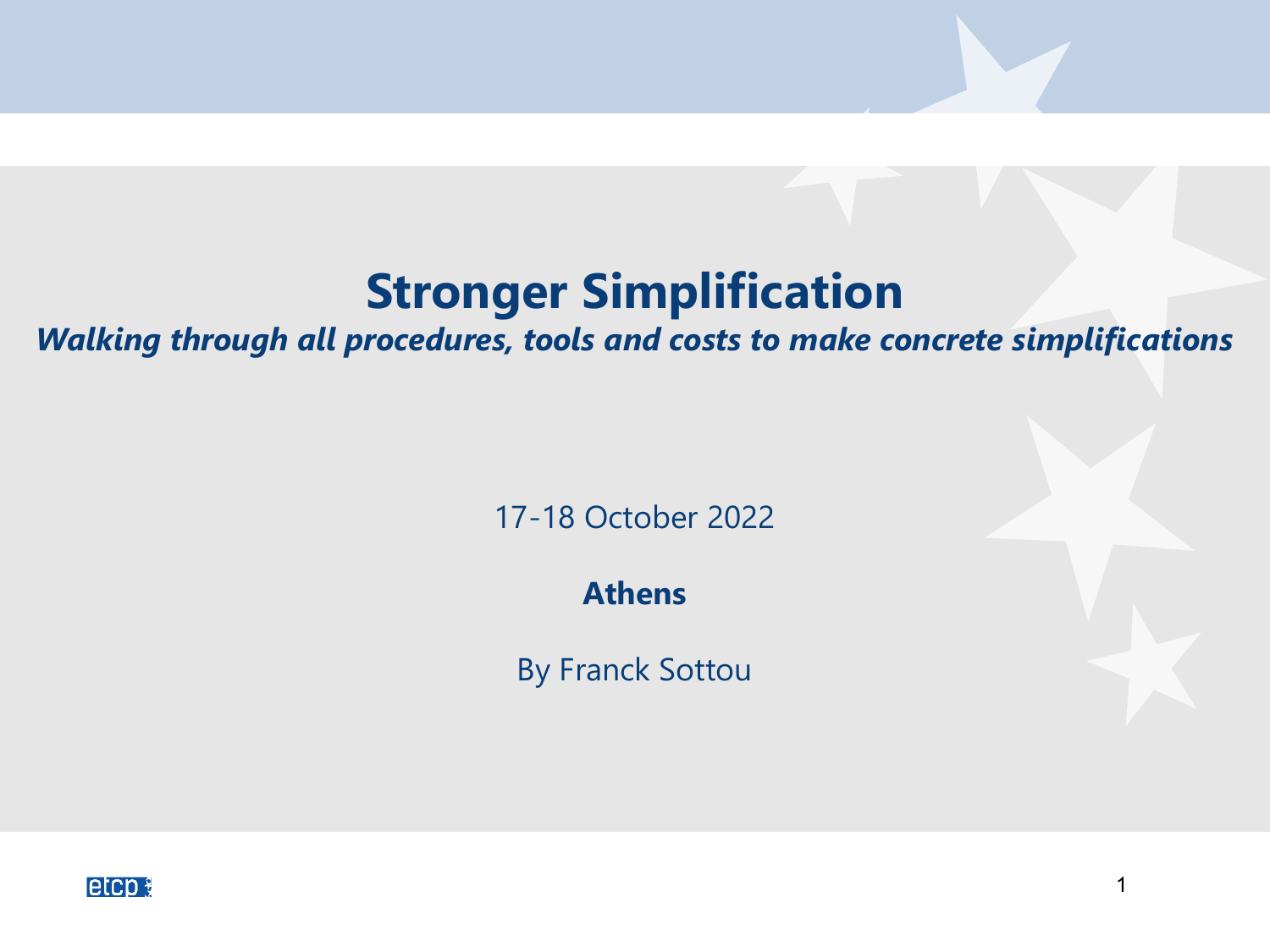# Stronger Simplification

***Walking through all procedures, tools and costs to make concrete simplifications***

17-18 October 2022

**Athens**

By Franck Sottou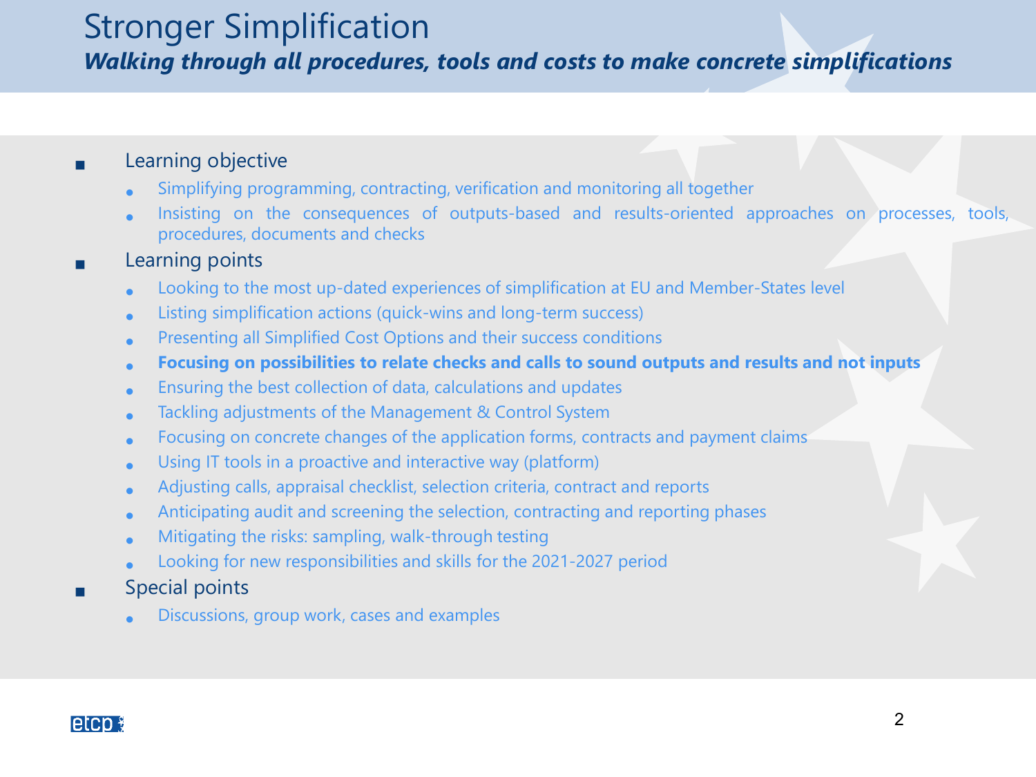# Stronger Simplification

***Walking through all procedures, tools and costs to make concrete simplifications***

- Learning objective
  - Simplifying programming, contracting, verification and monitoring all together
  - Insisting on the consequences of outputs-based and results-oriented approaches on processes, tools, procedures, documents and checks
- Learning points
  - Looking to the most up-dated experiences of simplification at EU and Member-States level
  - Listing simplification actions (quick-wins and long-term success)
  - Presenting all Simplified Cost Options and their success conditions
  - **Focusing on possibilities to relate checks and calls to sound outputs and results and not inputs**
  - Ensuring the best collection of data, calculations and updates
  - Tackling adjustments of the Management & Control System
  - Focusing on concrete changes of the application forms, contracts and payment claims
  - Using IT tools in a proactive and interactive way (platform)
  - Adjusting calls, appraisal checklist, selection criteria, contract and reports
  - Anticipating audit and screening the selection, contracting and reporting phases
  - Mitigating the risks: sampling, walk-through testing
  - Looking for new responsibilities and skills for the 2021-2027 period
- Special points
  - Discussions, group work, cases and examples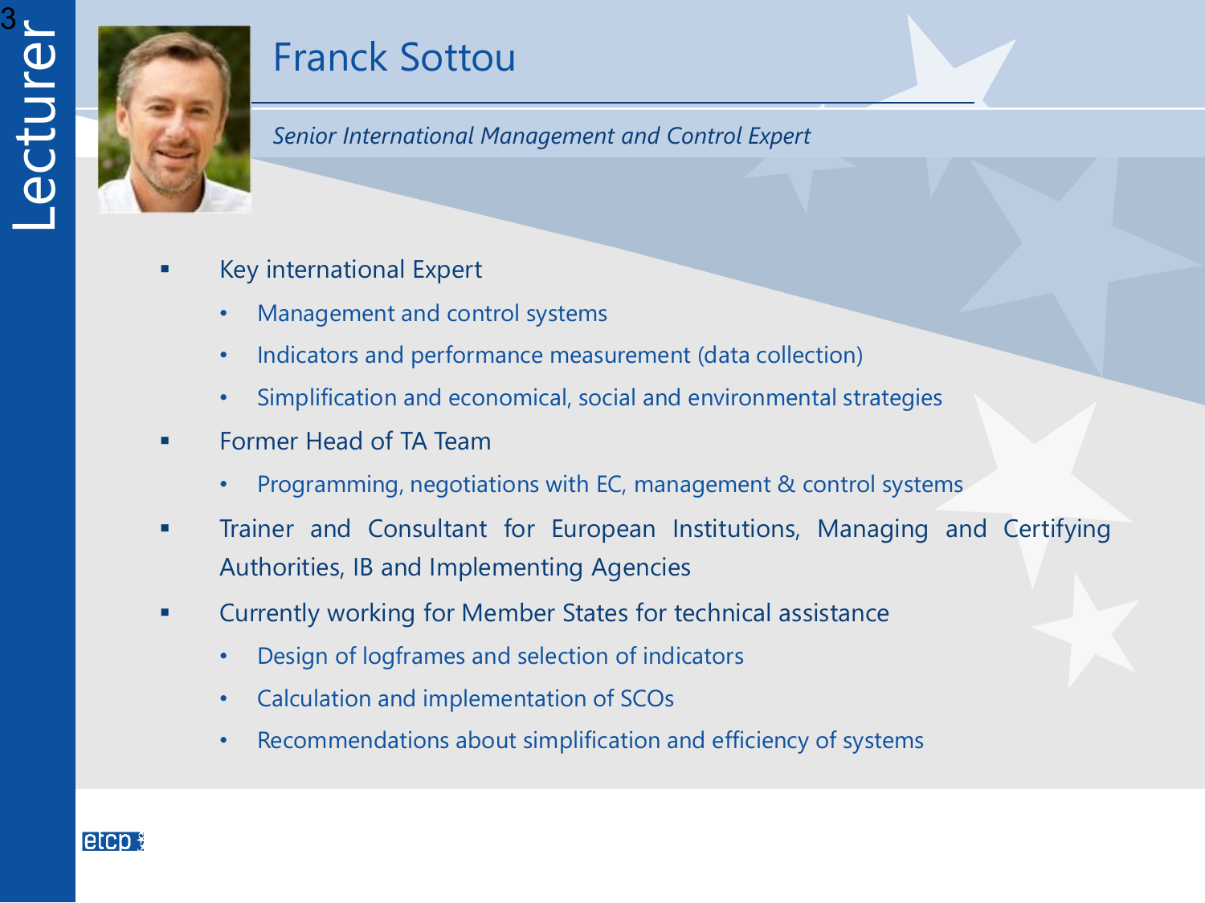# Lecturer

## Franck Sottou

*Senior International Management and Control Expert*

- Key international Expert
  - Management and control systems
  - Indicators and performance measurement (data collection)
  - Simplification and economical, social and environmental strategies
- Former Head of TA Team
  - Programming, negotiations with EC, management & control systems
- Trainer and Consultant for European Institutions, Managing and Certifying Authorities, IB and Implementing Agencies
- Currently working for Member States for technical assistance
  - Design of logframes and selection of indicators
  - Calculation and implementation of SCOs
  - Recommendations about simplification and efficiency of systems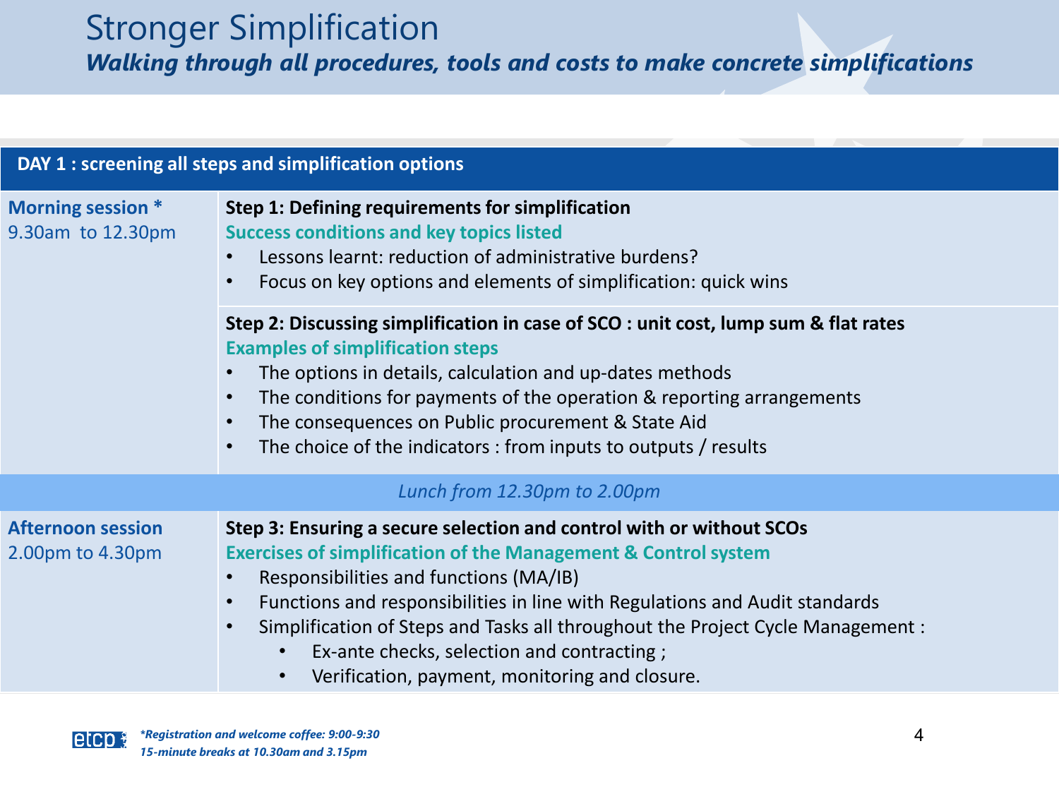# Stronger Simplification

***Walking through all procedures, tools and costs to make concrete simplifications***

| **DAY 1 : screening all steps and simplification options** | |
|---|---|
| **Morning session \*** 9.30am to 12.30pm | **Step 1: Defining requirements for simplification** **Success conditions and key topics listed** • Lessons learnt: reduction of administrative burdens? • Focus on key options and elements of simplification: quick wins |
| | **Step 2: Discussing simplification in case of SCO : unit cost, lump sum & flat rates** **Examples of simplification steps** • The options in details, calculation and up-dates methods • The conditions for payments of the operation & reporting arrangements • The consequences on Public procurement & State Aid • The choice of the indicators : from inputs to outputs / results |
| *Lunch from 12.30pm to 2.00pm* | |
| **Afternoon session** 2.00pm to 4.30pm | **Step 3: Ensuring a secure selection and control with or without SCOs** **Exercises of simplification of the Management & Control system** • Responsibilities and functions (MA/IB) • Functions and responsibilities in line with Regulations and Audit standards • Simplification of Steps and Tasks all throughout the Project Cycle Management : ◦ Ex-ante checks, selection and contracting ; ◦ Verification, payment, monitoring and closure. |

***\*Registration and welcome coffee: 9:00-9:30***
***15-minute breaks at 10.30am and 3.15pm***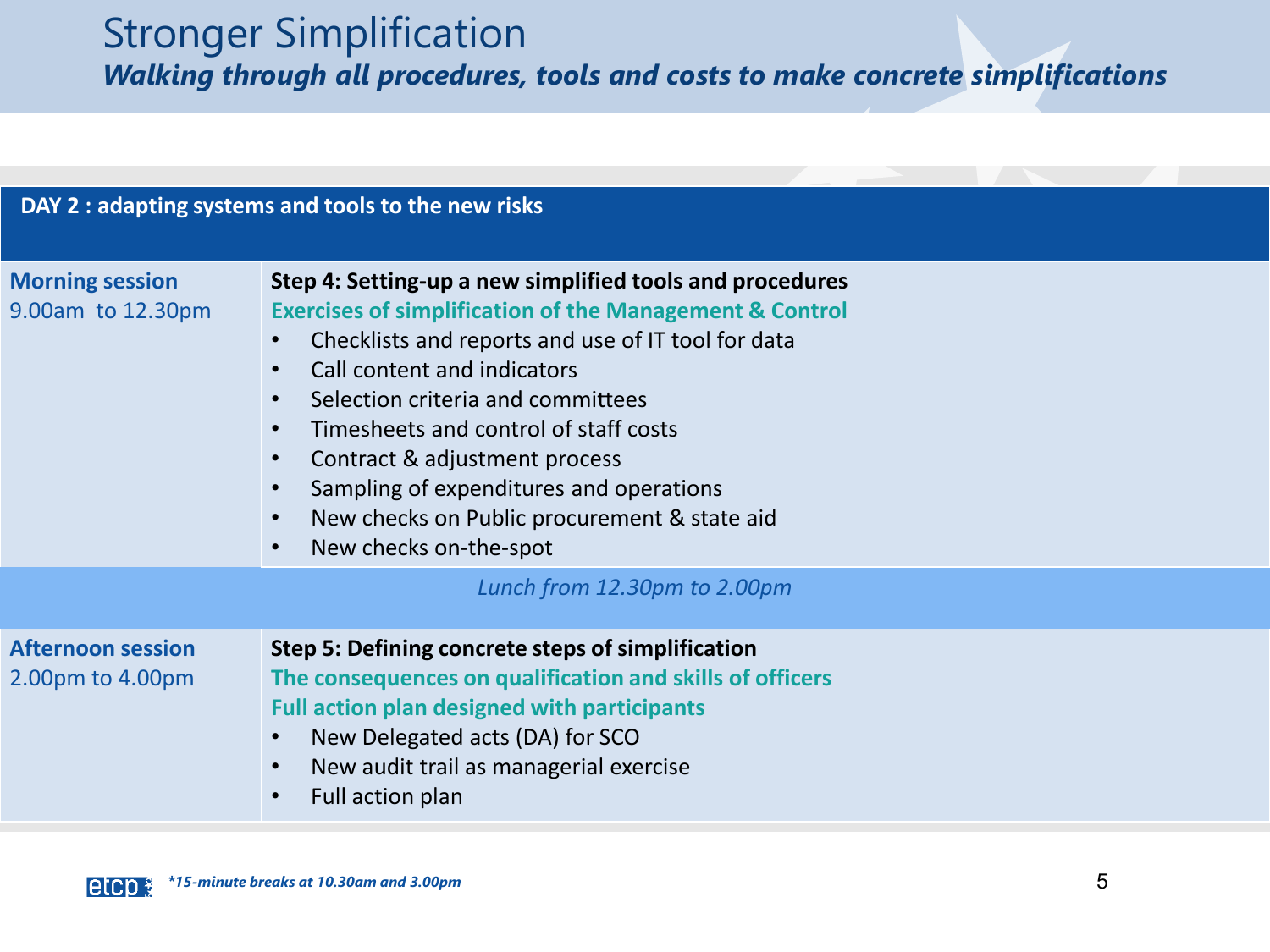# Stronger Simplification

***Walking through all procedures, tools and costs to make concrete simplifications***

| DAY 2 : adapting systems and tools to the new risks | |
|---|---|
| **Morning session**<br>9.00am to 12.30pm | **Step 4: Setting-up a new simplified tools and procedures**<br>**Exercises of simplification of the Management & Control**<br>• Checklists and reports and use of IT tool for data<br>• Call content and indicators<br>• Selection criteria and committees<br>• Timesheets and control of staff costs<br>• Contract & adjustment process<br>• Sampling of expenditures and operations<br>• New checks on Public procurement & state aid<br>• New checks on-the-spot |
| *Lunch from 12.30pm to 2.00pm* | |
| **Afternoon session**<br>2.00pm to 4.00pm | **Step 5: Defining concrete steps of simplification**<br>**The consequences on qualification and skills of officers**<br>**Full action plan designed with participants**<br>• New Delegated acts (DA) for SCO<br>• New audit trail as managerial exercise<br>• Full action plan |

***15-minute breaks at 10.30am and 3.00pm**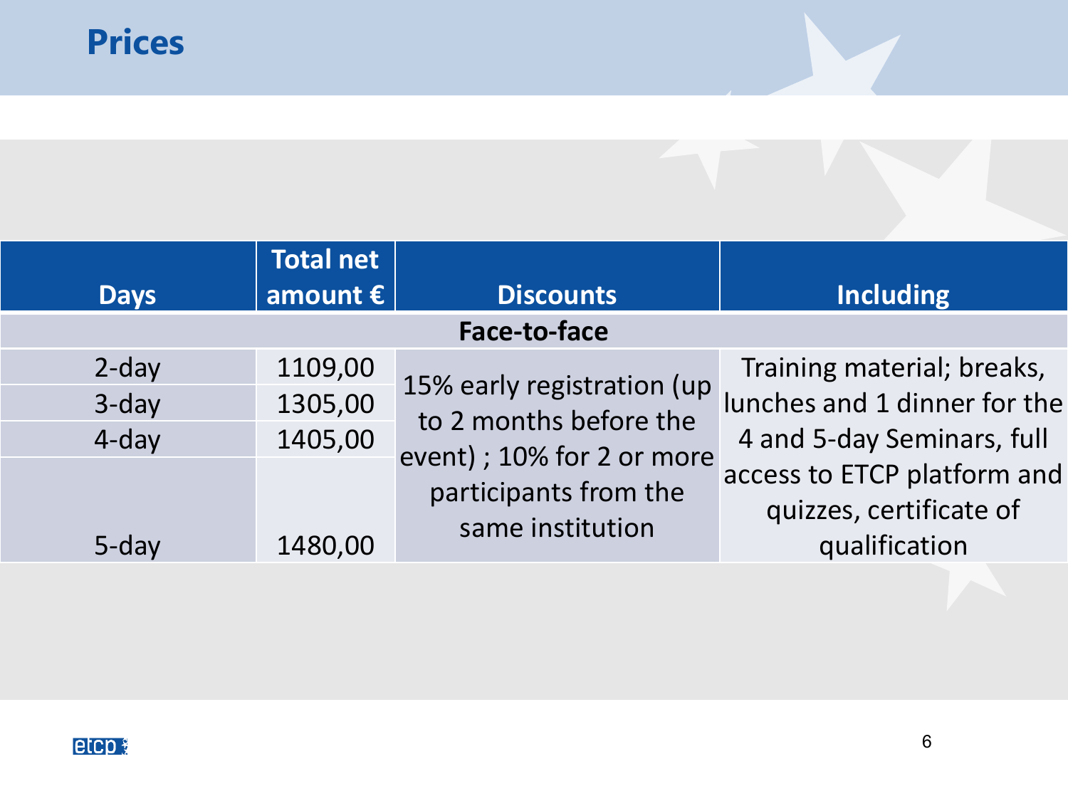# Prices

| Days | Total net amount € | Discounts | Including |
|---|---|---|---|
| **Face-to-face** | | | |
| 2-day | 1109,00 | 15% early registration (up to 2 months before the event) ; 10% for 2 or more participants from the same institution | Training material; breaks, lunches and 1 dinner for the 4 and 5-day Seminars, full access to ETCP platform and quizzes, certificate of qualification |
| 3-day | 1305,00 | | |
| 4-day | 1405,00 | | |
| 5-day | 1480,00 | | |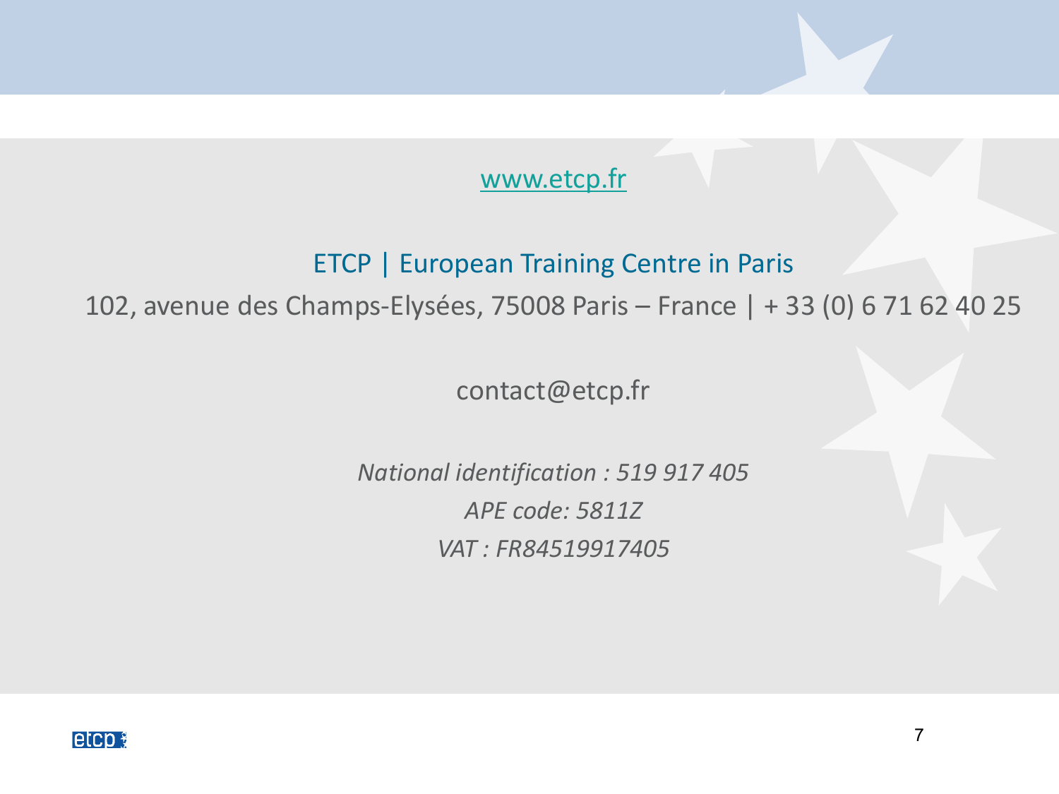[www.etcp.fr](http://www.etcp.fr)

ETCP | European Training Centre in Paris

102, avenue des Champs-Elysées, 75008 Paris – France | + 33 (0) 6 71 62 40 25

contact@etcp.fr

*National identification : 519 917 405*

*APE code: 5811Z*

*VAT : FR84519917405*